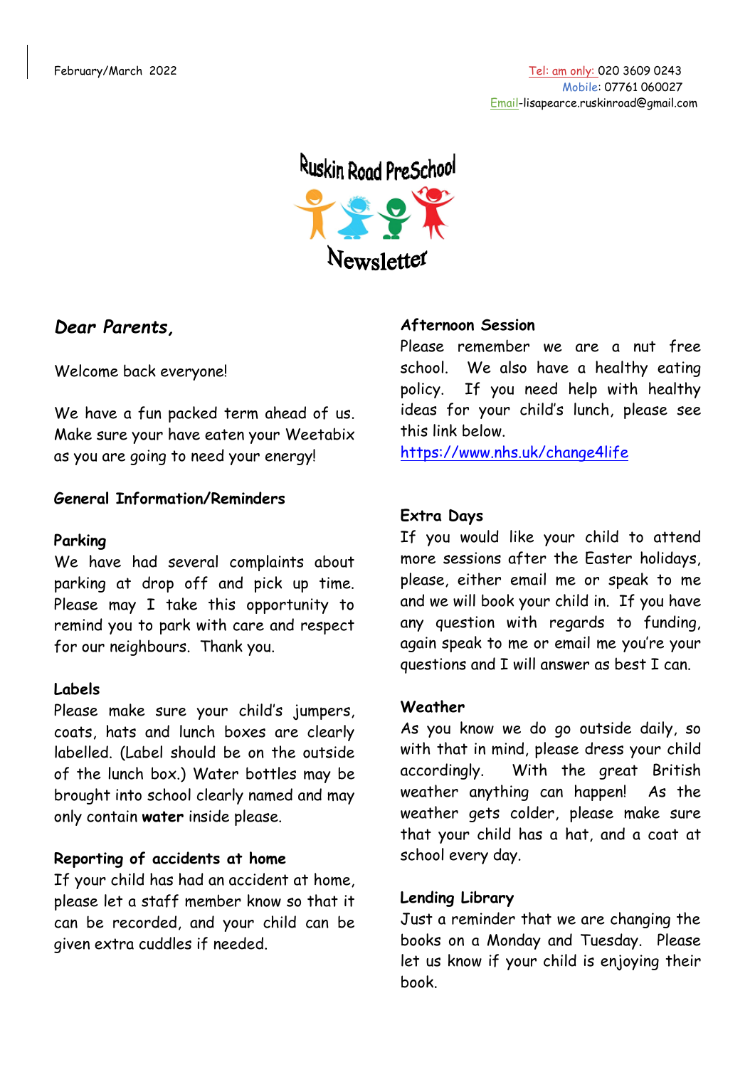February/March 2022

Tel: am only: 020 3609 0243
Mobile: 07761 060027
Email-lisapearce.ruskinroad@gmail.com

# Ruskin Road PreSchool Newsletter

*Dear Parents,*

Welcome back everyone!

We have a fun packed term ahead of us. Make sure your have eaten your Weetabix as you are going to need your energy!

**General Information/Reminders**

**Parking**

We have had several complaints about parking at drop off and pick up time. Please may I take this opportunity to remind you to park with care and respect for our neighbours. Thank you.

**Labels**

Please make sure your child's jumpers, coats, hats and lunch boxes are clearly labelled. (Label should be on the outside of the lunch box.) Water bottles may be brought into school clearly named and may only contain **water** inside please.

**Reporting of accidents at home**

If your child has had an accident at home, please let a staff member know so that it can be recorded, and your child can be given extra cuddles if needed.

**Afternoon Session**

Please remember we are a nut free school. We also have a healthy eating policy. If you need help with healthy ideas for your child's lunch, please see this link below.

https://www.nhs.uk/change4life

**Extra Days**

If you would like your child to attend more sessions after the Easter holidays, please, either email me or speak to me and we will book your child in. If you have any question with regards to funding, again speak to me or email me you're your questions and I will answer as best I can.

**Weather**

As you know we do go outside daily, so with that in mind, please dress your child accordingly. With the great British weather anything can happen! As the weather gets colder, please make sure that your child has a hat, and a coat at school every day.

**Lending Library**

Just a reminder that we are changing the books on a Monday and Tuesday. Please let us know if your child is enjoying their book.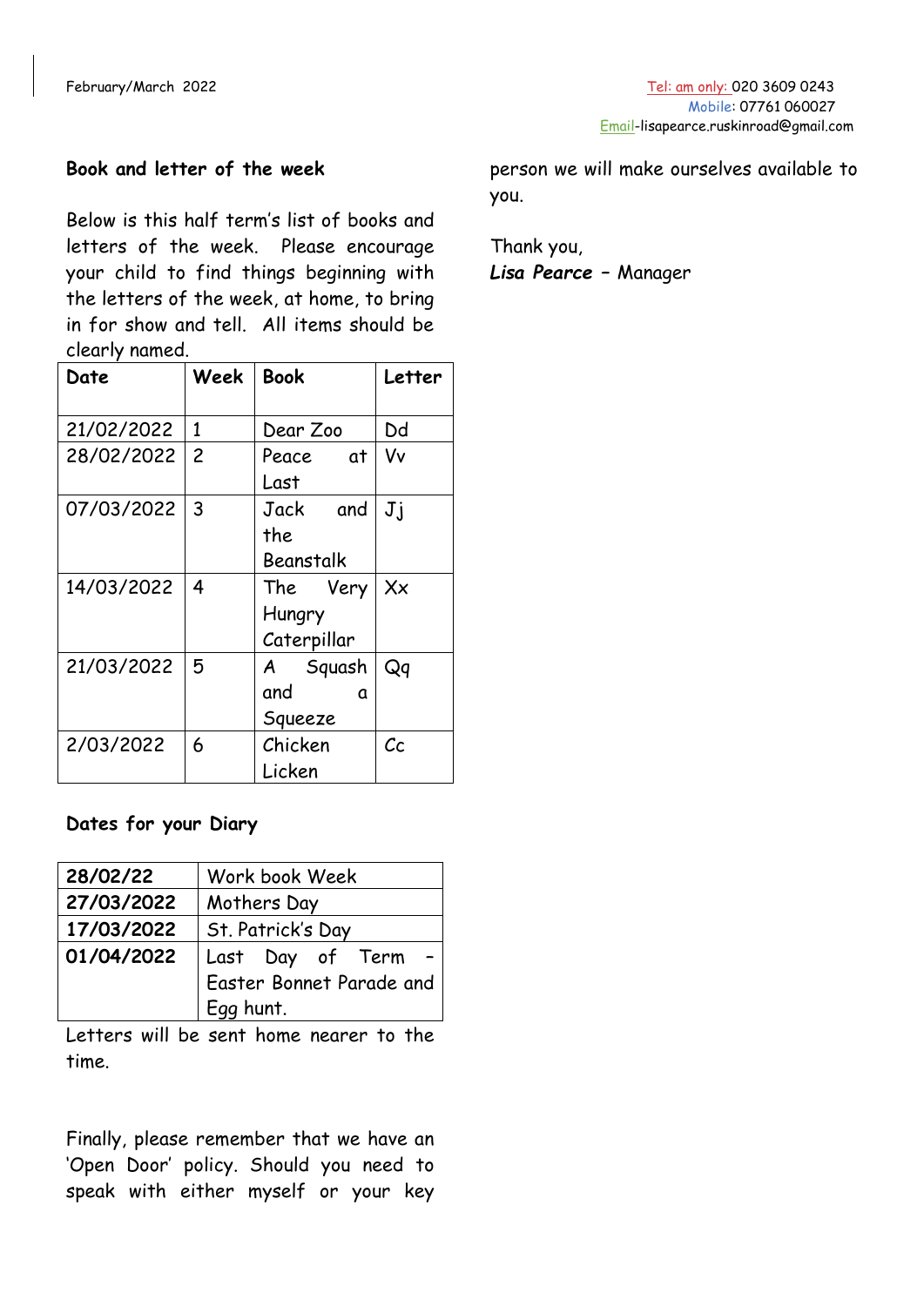February/March 2022

Tel: am only: 020 3609 0243
Mobile: 07761 060027
Email-lisapearce.ruskinroad@gmail.com

**Book and letter of the week**

Below is this half term's list of books and letters of the week. Please encourage your child to find things beginning with the letters of the week, at home, to bring in for show and tell. All items should be clearly named.

| Date | Week | Book | Letter |
|---|---|---|---|
| 21/02/2022 | 1 | Dear Zoo | Dd |
| 28/02/2022 | 2 | Peace at Last | Vv |
| 07/03/2022 | 3 | Jack and the Beanstalk | Jj |
| 14/03/2022 | 4 | The Very Hungry Caterpillar | Xx |
| 21/03/2022 | 5 | A Squash and a Squeeze | Qq |
| 2/03/2022 | 6 | Chicken Licken | Cc |

**Dates for your Diary**

| | |
|---|---|
| **28/02/22** | Work book Week |
| **27/03/2022** | Mothers Day |
| **17/03/2022** | St. Patrick's Day |
| **01/04/2022** | Last Day of Term – Easter Bonnet Parade and Egg hunt. |

Letters will be sent home nearer to the time.

Finally, please remember that we have an 'Open Door' policy. Should you need to speak with either myself or your key person we will make ourselves available to you.

Thank you,

***Lisa Pearce*** – Manager